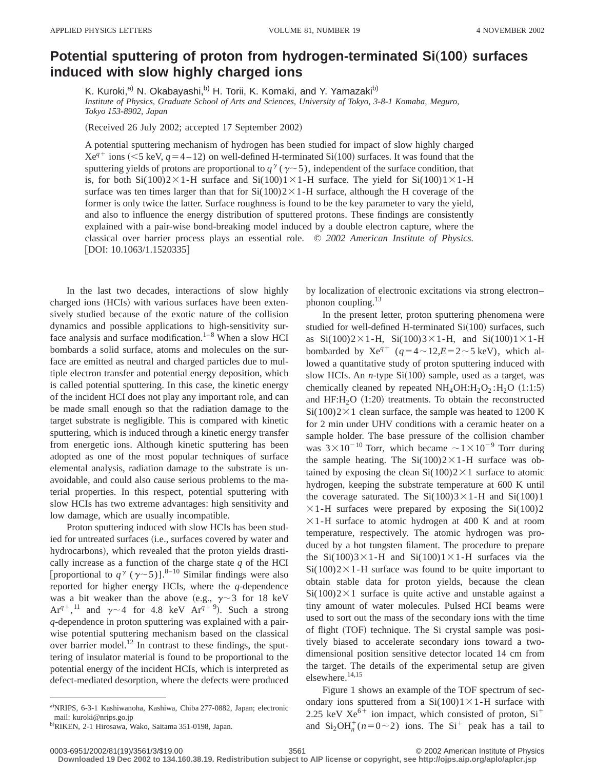# Potential sputtering of proton from hydrogen-terminated Si(100) surfaces induced with slow highly charged ions

K. Kuroki,[a] N. Okabayashi,[b] H. Torii, K. Komaki, and Y. Yamazaki[b]

*Institute of Physics, Graduate School of Arts and Sciences, University of Tokyo, 3-8-1 Komaba, Meguro, Tokyo 153-8902, Japan*

(Received 26 July 2002; accepted 17 September 2002)

A potential sputtering mechanism of hydrogen has been studied for impact of slow highly charged $Xe^{q+}$ ions (<5 keV, $q=4-12$) on well-defined H-terminated Si(100) surfaces. It was found that the sputtering yields of protons are proportional to $q^{\gamma}$ ($\gamma\sim5$), independent of the surface condition, that is, for both Si(100)2×1-H surface and Si(100)1×1-H surface. The yield for Si(100)1×1-H surface was ten times larger than that for Si(100)2×1-H surface, although the H coverage of the former is only twice the latter. Surface roughness is found to be the key parameter to vary the yield, and also to influence the energy distribution of sputtered protons. These findings are consistently explained with a pair-wise bond-breaking model induced by a double electron capture, where the classical over barrier process plays an essential role. *© 2002 American Institute of Physics.* [DOI: 10.1063/1.1520335]

In the last two decades, interactions of slow highly charged ions (HCIs) with various surfaces have been extensively studied because of the exotic nature of the collision dynamics and possible applications to high-sensitivity surface analysis and surface modification.[1–8] When a slow HCI bombards a solid surface, atoms and molecules on the surface are emitted as neutral and charged particles due to multiple electron transfer and potential energy deposition, which is called potential sputtering. In this case, the kinetic energy of the incident HCI does not play any important role, and can be made small enough so that the radiation damage to the target substrate is negligible. This is compared with kinetic sputtering, which is induced through a kinetic energy transfer from energetic ions. Although kinetic sputtering has been adopted as one of the most popular techniques of surface elemental analysis, radiation damage to the substrate is unavoidable, and could also cause serious problems to the material properties. In this respect, potential sputtering with slow HCIs has two extreme advantages: high sensitivity and low damage, which are usually incompatible.

Proton sputtering induced with slow HCIs has been studied for untreated surfaces (i.e., surfaces covered by water and hydrocarbons), which revealed that the proton yields drastically increase as a function of the charge state $q$ of the HCI [proportional to $q^{\gamma}$ ($\gamma\sim5$)].[8–10] Similar findings were also reported for higher energy HCIs, where the $q$-dependence was a bit weaker than the above (e.g., $\gamma\sim3$ for 18 keV $Ar^{q+}$,[11] and $\gamma\sim4$ for 4.8 keV $Ar^{q+}$ [9]). Such a strong $q$-dependence in proton sputtering was explained with a pair-wise potential sputtering mechanism based on the classical over barrier model.[12] In contrast to these findings, the sputtering of insulator material is found to be proportional to the potential energy of the incident HCIs, which is interpreted as defect-mediated desorption, where the defects were produced by localization of electronic excitations via strong electron–phonon coupling.[13]

In the present letter, proton sputtering phenomena were studied for well-defined H-terminated Si(100) surfaces, such as Si(100)2×1-H, Si(100)3×1-H, and Si(100)1×1-H bombarded by $Xe^{q+}$ ($q=4\sim12, E=2\sim5$ keV), which allowed a quantitative study of proton sputtering induced with slow HCIs. An $n$-type Si(100) sample, used as a target, was chemically cleaned by repeated $NH_4OH:H_2O_2:H_2O$ (1:1:5) and $HF:H_2O$ (1:20) treatments. To obtain the reconstructed Si(100)2×1 clean surface, the sample was heated to 1200 K for 2 min under UHV conditions with a ceramic heater on a sample holder. The base pressure of the collision chamber was $3\times10^{-10}$ Torr, which became $\sim1\times10^{-9}$ Torr during the sample heating. The Si(100)2×1-H surface was obtained by exposing the clean Si(100)2×1 surface to atomic hydrogen, keeping the substrate temperature at 600 K until the coverage saturated. The Si(100)3×1-H and Si(100)1×1-H surfaces were prepared by exposing the Si(100)2×1-H surface to atomic hydrogen at 400 K and at room temperature, respectively. The atomic hydrogen was produced by a hot tungsten filament. The procedure to prepare the Si(100)3×1-H and Si(100)1×1-H surfaces via the Si(100)2×1-H surface was found to be quite important to obtain stable data for proton yields, because the clean Si(100)2×1 surface is quite active and unstable against a tiny amount of water molecules. Pulsed HCI beams were used to sort out the mass of the secondary ions with the time of flight (TOF) technique. The Si crystal sample was positively biased to accelerate secondary ions toward a two-dimensional position sensitive detector located 14 cm from the target. The details of the experimental setup are given elsewhere.[14,15]

Figure 1 shows an example of the TOF spectrum of secondary ions sputtered from a Si(100)1×1-H surface with 2.25 keV $Xe^{6+}$ ion impact, which consisted of proton, $Si^+$ and $Si_2OH_n^+$ ($n=0\sim2$) ions. The $Si^+$ peak has a tail to

[a] NRIPS, 6-3-1 Kashiwanoha, Kashiwa, Chiba 277-0882, Japan; electronic mail: kuroki@nrips.go.jp

[b] RIKEN, 2-1 Hirosawa, Wako, Saitama 351-0198, Japan.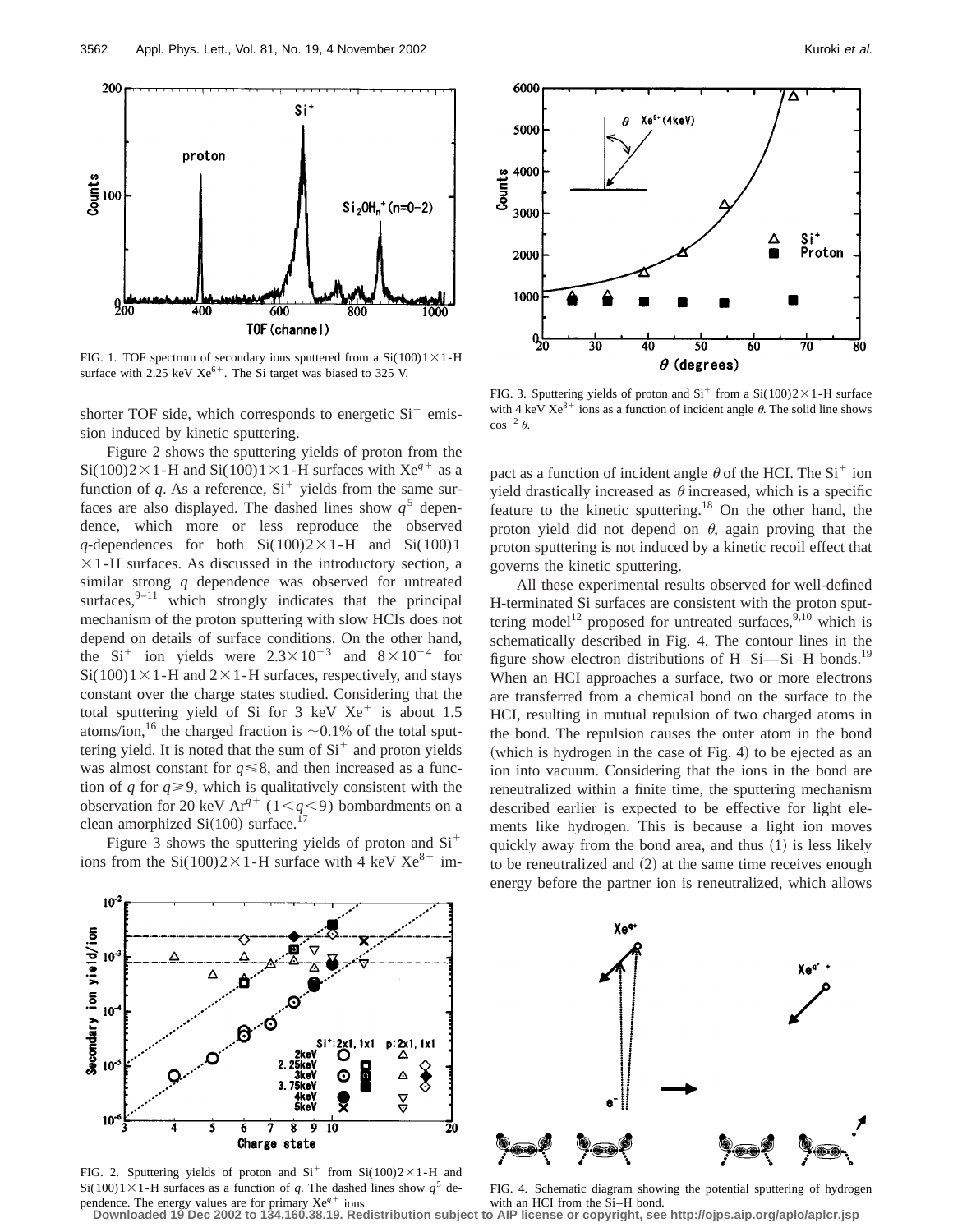FIG. 1. TOF spectrum of secondary ions sputtered from a Si(100)1×1-H surface with 2.25 keV $Xe^{6+}$. The Si target was biased to 325 V.

shorter TOF side, which corresponds to energetic $Si^+$ emission induced by kinetic sputtering.

Figure 2 shows the sputtering yields of proton from the Si(100)2×1-H and Si(100)1×1-H surfaces with $Xe^{q+}$ as a function of $q$. As a reference, $Si^+$ yields from the same surfaces are also displayed. The dashed lines show $q^5$ dependence, which more or less reproduce the observed $q$-dependences for both Si(100)2×1-H and Si(100)1×1-H surfaces. As discussed in the introductory section, a similar strong $q$ dependence was observed for untreated surfaces,[9–11] which strongly indicates that the principal mechanism of the proton sputtering with slow HCIs does not depend on details of surface conditions. On the other hand, the $Si^+$ ion yields were $2.3\times10^{-3}$ and $8\times10^{-4}$ for Si(100)1×1-H and 2×1-H surfaces, respectively, and stays constant over the charge states studied. Considering that the total sputtering yield of Si for 3 keV $Xe^+$ is about 1.5 atoms/ion,[16] the charged fraction is ~0.1% of the total sputtering yield. It is noted that the sum of $Si^+$ and proton yields was almost constant for $q\leqslant8$, and then increased as a function of $q$ for $q\geqslant9$, which is qualitatively consistent with the observation for 20 keV $Ar^{q+}$ $(1<q<9)$ bombardments on a clean amorphized Si(100) surface.[17]

Figure 3 shows the sputtering yields of proton and $Si^+$ ions from the Si(100)2×1-H surface with 4 keV $Xe^{8+}$ impact as a function of incident angle $\theta$ of the HCI. The $Si^+$ ion yield drastically increased as $\theta$ increased, which is a specific feature to the kinetic sputtering.[18] On the other hand, the proton yield did not depend on $\theta$, again proving that the proton sputtering is not induced by a kinetic recoil effect that governs the kinetic sputtering.

All these experimental results observed for well-defined H-terminated Si surfaces are consistent with the proton sputtering model[12] proposed for untreated surfaces,[9,10] which is schematically described in Fig. 4. The contour lines in the figure show electron distributions of H–Si—Si–H bonds.[19] When an HCI approaches a surface, two or more electrons are transferred from a chemical bond on the surface to the HCI, resulting in mutual repulsion of two charged atoms in the bond. The repulsion causes the outer atom in the bond (which is hydrogen in the case of Fig. 4) to be ejected as an ion into vacuum. Considering that the ions in the bond are reneutralized within a finite time, the sputtering mechanism described earlier is expected to be effective for light elements like hydrogen. This is because a light ion moves quickly away from the bond area, and thus (1) is less likely to be reneutralized and (2) at the same time receives enough energy before the partner ion is reneutralized, which allows

FIG. 3. Sputtering yields of proton and $Si^+$ from a Si(100)2×1-H surface with 4 keV $Xe^{8+}$ ions as a function of incident angle $\theta$. The solid line shows $\cos^{-2}\theta$.

FIG. 2. Sputtering yields of proton and $Si^+$ from Si(100)2×1-H and Si(100)1×1-H surfaces as a function of $q$. The dashed lines show $q^5$ dependence. The energy values are for primary $Xe^{q+}$ ions.

FIG. 4. Schematic diagram showing the potential sputtering of hydrogen with an HCI from the Si–H bond.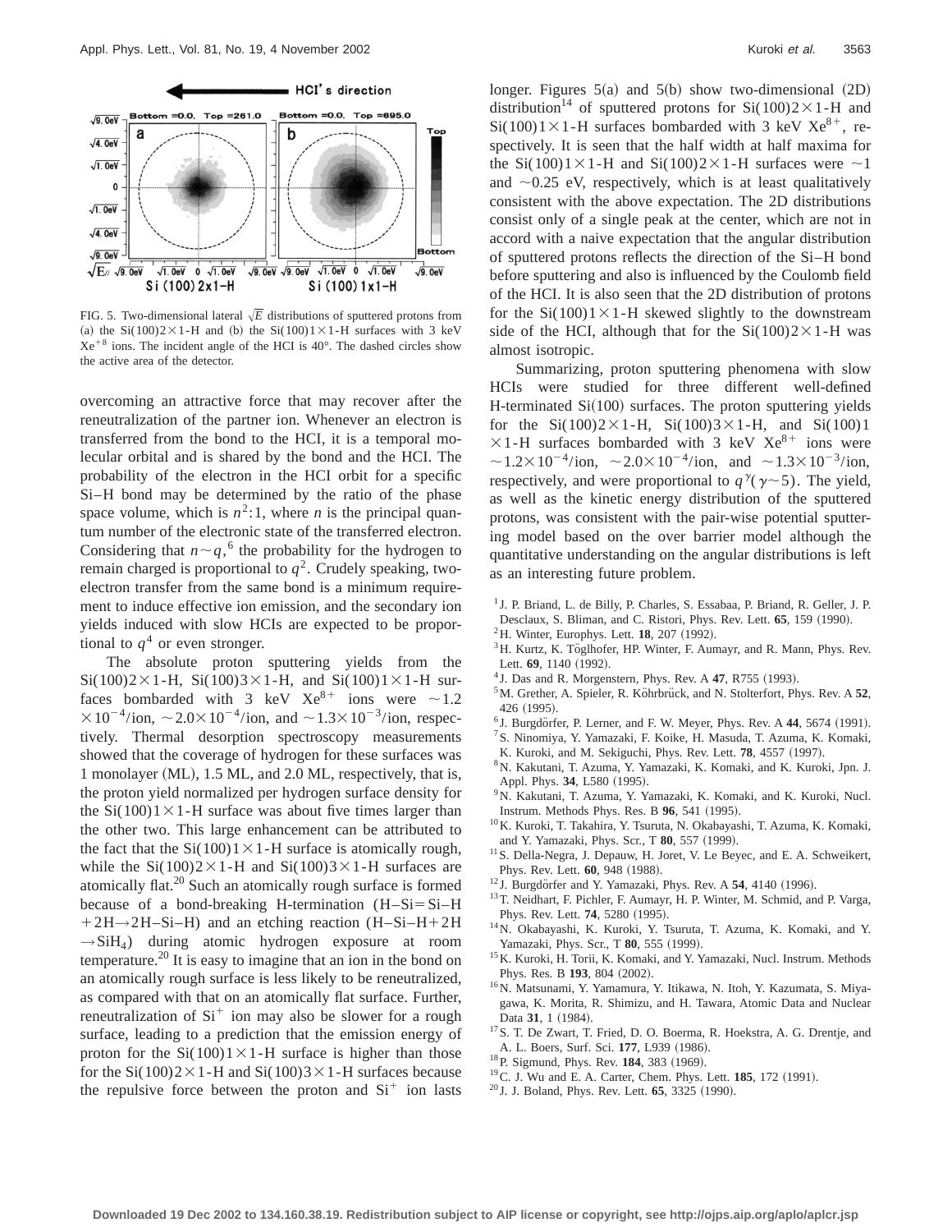HCI's direction

Bottom =0.0, Top =261.0 Bottom =0.0, Top =695.0

a b

Top

Bottom

$\sqrt{9.0eV}$ $\sqrt{4.0eV}$ $\sqrt{1.0eV}$ 0 $\sqrt{1.0eV}$ $\sqrt{4.0eV}$ $\sqrt{9.0eV}$

$\sqrt{E_{//}}$ $\sqrt{9.0eV}$ $\sqrt{1.0eV}$ 0 $\sqrt{1.0eV}$ $\sqrt{9.0eV}$ $\sqrt{9.0eV}$ $\sqrt{1.0eV}$ 0 $\sqrt{1.0eV}$ $\sqrt{9.0eV}$

Si (100) 2x1-H Si (100) 1x1-H

FIG. 5. Two-dimensional lateral $\sqrt{E}$ distributions of sputtered protons from (a) the Si(100)2×1-H and (b) the Si(100)1×1-H surfaces with 3 keV $Xe^{+8}$ ions. The incident angle of the HCI is 40°. The dashed circles show the active area of the detector.

overcoming an attractive force that may recover after the reneutralization of the partner ion. Whenever an electron is transferred from the bond to the HCI, it is a temporal molecular orbital and is shared by the bond and the HCI. The probability of the electron in the HCI orbit for a specific Si–H bond may be determined by the ratio of the phase space volume, which is $n^2$:1, where $n$ is the principal quantum number of the electronic state of the transferred electron. Considering that $n \sim q$,[6] the probability for the hydrogen to remain charged is proportional to $q^2$. Crudely speaking, two-electron transfer from the same bond is a minimum requirement to induce effective ion emission, and the secondary ion yields induced with slow HCIs are expected to be proportional to $q^4$ or even stronger.

The absolute proton sputtering yields from the Si(100)2×1-H, Si(100)3×1-H, and Si(100)1×1-H surfaces bombarded with 3 keV $Xe^{8+}$ ions were $\sim 1.2 \times 10^{-4}$/ion, $\sim 2.0 \times 10^{-4}$/ion, and $\sim 1.3 \times 10^{-3}$/ion, respectively. Thermal desorption spectroscopy measurements showed that the coverage of hydrogen for these surfaces was 1 monolayer (ML), 1.5 ML, and 2.0 ML, respectively, that is, the proton yield normalized per hydrogen surface density for the Si(100)1×1-H surface was about five times larger than the other two. This large enhancement can be attributed to the fact that the Si(100)1×1-H surface is atomically rough, while the Si(100)2×1-H and Si(100)3×1-H surfaces are atomically flat.[20] Such an atomically rough surface is formed because of a bond-breaking H-termination (H–Si═Si–H +2H→2H–Si–H) and an etching reaction (H–Si–H+2H →$SiH_4$) during atomic hydrogen exposure at room temperature.[20] It is easy to imagine that an ion in the bond on an atomically rough surface is less likely to be reneutralized, as compared with that on an atomically flat surface. Further, reneutralization of $Si^+$ ion may also be slower for a rough surface, leading to a prediction that the emission energy of proton for the Si(100)1×1-H surface is higher than those for the Si(100)2×1-H and Si(100)3×1-H surfaces because the repulsive force between the proton and $Si^+$ ion lasts longer. Figures 5(a) and 5(b) show two-dimensional (2D) distribution[14] of sputtered protons for Si(100)2×1-H and Si(100)1×1-H surfaces bombarded with 3 keV $Xe^{8+}$, respectively. It is seen that the half width at half maxima for the Si(100)1×1-H and Si(100)2×1-H surfaces were ~1 and ~0.25 eV, respectively, which is at least qualitatively consistent with the above expectation. The 2D distributions consist only of a single peak at the center, which are not in accord with a naive expectation that the angular distribution of sputtered protons reflects the direction of the Si–H bond before sputtering and also is influenced by the Coulomb field of the HCI. It is also seen that the 2D distribution of protons for the Si(100)1×1-H skewed slightly to the downstream side of the HCI, although that for the Si(100)2×1-H was almost isotropic.

Summarizing, proton sputtering phenomena with slow HCIs were studied for three different well-defined H-terminated Si(100) surfaces. The proton sputtering yields for the Si(100)2×1-H, Si(100)3×1-H, and Si(100)1×1-H surfaces bombarded with 3 keV $Xe^{8+}$ ions were $\sim 1.2 \times 10^{-4}$/ion, $\sim 2.0 \times 10^{-4}$/ion, and $\sim 1.3 \times 10^{-3}$/ion, respectively, and were proportional to $q^{\gamma}(\gamma \sim 5)$. The yield, as well as the kinetic energy distribution of the sputtered protons, was consistent with the pair-wise potential sputtering model based on the over barrier model although the quantitative understanding on the angular distributions is left as an interesting future problem.

[1] J. P. Briand, L. de Billy, P. Charles, S. Essabaa, P. Briand, R. Geller, J. P. Desclaux, S. Bliman, and C. Ristori, Phys. Rev. Lett. **65**, 159 (1990).
[2] H. Winter, Europhys. Lett. **18**, 207 (1992).
[3] H. Kurtz, K. Töglhofer, HP. Winter, F. Aumayr, and R. Mann, Phys. Rev. Lett. **69**, 1140 (1992).
[4] J. Das and R. Morgenstern, Phys. Rev. A **47**, R755 (1993).
[5] M. Grether, A. Spieler, R. Köhrbrück, and N. Stolterfort, Phys. Rev. A **52**, 426 (1995).
[6] J. Burgdörfer, P. Lerner, and F. W. Meyer, Phys. Rev. A **44**, 5674 (1991).
[7] S. Ninomiya, Y. Yamazaki, F. Koike, H. Masuda, T. Azuma, K. Komaki, K. Kuroki, and M. Sekiguchi, Phys. Rev. Lett. **78**, 4557 (1997).
[8] N. Kakutani, T. Azuma, Y. Yamazaki, K. Komaki, and K. Kuroki, Jpn. J. Appl. Phys. **34**, L580 (1995).
[9] N. Kakutani, T. Azuma, Y. Yamazaki, K. Komaki, and K. Kuroki, Nucl. Instrum. Methods Phys. Res. B **96**, 541 (1995).
[10] K. Kuroki, T. Takahira, Y. Tsuruta, N. Okabayashi, T. Azuma, K. Komaki, and Y. Yamazaki, Phys. Scr., T **80**, 557 (1999).
[11] S. Della-Negra, J. Depauw, H. Joret, V. Le Beyec, and E. A. Schweikert, Phys. Rev. Lett. **60**, 948 (1988).
[12] J. Burgdörfer and Y. Yamazaki, Phys. Rev. A **54**, 4140 (1996).
[13] T. Neidhart, F. Pichler, F. Aumayr, H. P. Winter, M. Schmid, and P. Varga, Phys. Rev. Lett. **74**, 5280 (1995).
[14] N. Okabayashi, K. Kuroki, Y. Tsuruta, T. Azuma, K. Komaki, and Y. Yamazaki, Phys. Scr., T **80**, 555 (1999).
[15] K. Kuroki, H. Torii, K. Komaki, and Y. Yamazaki, Nucl. Instrum. Methods Phys. Res. B **193**, 804 (2002).
[16] N. Matsunami, Y. Yamamura, Y. Itikawa, N. Itoh, Y. Kazumata, S. Miyagawa, K. Morita, R. Shimizu, and H. Tawara, Atomic Data and Nuclear Data **31**, 1 (1984).
[17] S. T. De Zwart, T. Fried, D. O. Boerma, R. Hoekstra, A. G. Drentje, and A. L. Boers, Surf. Sci. **177**, L939 (1986).
[18] P. Sigmund, Phys. Rev. **184**, 383 (1969).
[19] C. J. Wu and E. A. Carter, Chem. Phys. Lett. **185**, 172 (1991).
[20] J. J. Boland, Phys. Rev. Lett. **65**, 3325 (1990).